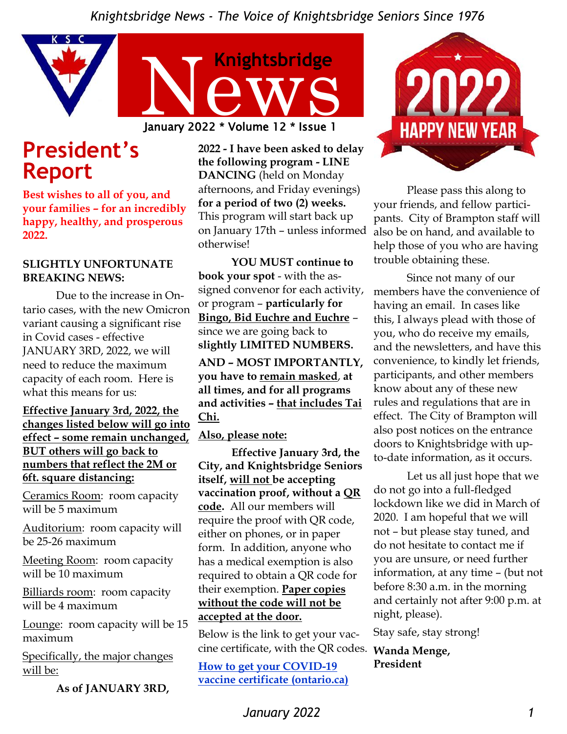*Knightsbridge News - The Voice of Knightsbridge Seniors Since 1976*

# Knightsbridge News

January 2022 * Volume 12 * Issue 1

## President's Report

**Best wishes to all of you, and your families – for an incredibly happy, healthy, and prosperous 2022.**

**SLIGHTLY UNFORTUNATE BREAKING NEWS:**

Due to the increase in Ontario cases, with the new Omicron variant causing a significant rise in Covid cases - effective JANUARY 3RD, 2022, we will need to reduce the maximum capacity of each room. Here is what this means for us:

**Effective January 3rd, 2022, the changes listed below will go into effect – some remain unchanged, BUT others will go back to numbers that reflect the 2M or 6ft. square distancing:**

Ceramics Room: room capacity will be 5 maximum

Auditorium: room capacity will be 25-26 maximum

Meeting Room: room capacity will be 10 maximum

Billiards room: room capacity will be 4 maximum

Lounge: room capacity will be 15 maximum

Specifically, the major changes will be:

**As of JANUARY 3RD, 2022 - I have been asked to delay the following program - LINE DANCING** (held on Monday afternoons, and Friday evenings) **for a period of two (2) weeks.** This program will start back up on January 17th – unless informed otherwise!

**YOU MUST continue to book your spot** - with the assigned convenor for each activity, or program – **particularly for Bingo, Bid Euchre and Euchre** – since we are going back to **slightly LIMITED NUMBERS.**

**AND – MOST IMPORTANTLY, you have to remain masked, at all times, and for all programs and activities – that includes Tai Chi.**

**Also, please note:**

**Effective January 3rd, the City, and Knightsbridge Seniors itself, will not be accepting vaccination proof, without a QR code.** All our members will require the proof with QR code, either on phones, or in paper form. In addition, anyone who has a medical exemption is also required to obtain a QR code for their exemption. **Paper copies without the code will not be accepted at the door.**

Below is the link to get your vaccine certificate, with the QR codes.

**How to get your COVID-19 vaccine certificate (ontario.ca)**

2022 HAPPY NEW YEAR

Please pass this along to your friends, and fellow participants. City of Brampton staff will also be on hand, and available to help those of you who are having trouble obtaining these.

Since not many of our members have the convenience of having an email. In cases like this, I always plead with those of you, who do receive my emails, and the newsletters, and have this convenience, to kindly let friends, participants, and other members know about any of these new rules and regulations that are in effect. The City of Brampton will also post notices on the entrance doors to Knightsbridge with up-to-date information, as it occurs.

Let us all just hope that we do not go into a full-fledged lockdown like we did in March of 2020. I am hopeful that we will not – but please stay tuned, and do not hesitate to contact me if you are unsure, or need further information, at any time – (but not before 8:30 a.m. in the morning and certainly not after 9:00 p.m. at night, please).

Stay safe, stay strong!

**Wanda Menge,**
**President**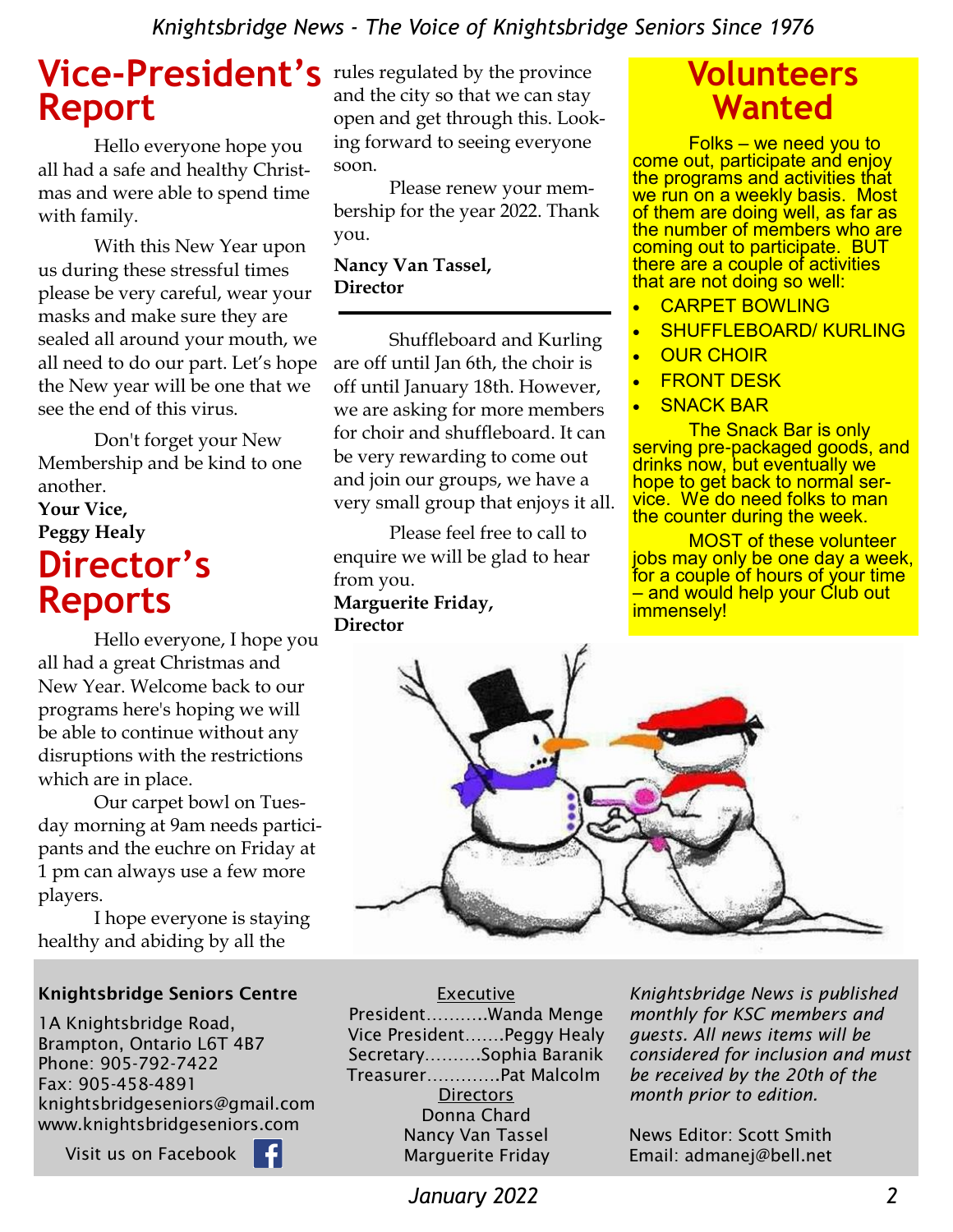## Vice-President's Report

Hello everyone hope you all had a safe and healthy Christmas and were able to spend time with family.

With this New Year upon us during these stressful times please be very careful, wear your masks and make sure they are sealed all around your mouth, we all need to do our part. Let's hope the New year will be one that we see the end of this virus.

Don't forget your New Membership and be kind to one another.

**Your Vice,**
**Peggy Healy**

## Director's Reports

Hello everyone, I hope you all had a great Christmas and New Year. Welcome back to our programs here's hoping we will be able to continue without any disruptions with the restrictions which are in place.

Our carpet bowl on Tuesday morning at 9am needs participants and the euchre on Friday at 1 pm can always use a few more players.

I hope everyone is staying healthy and abiding by all the rules regulated by the province and the city so that we can stay open and get through this. Looking forward to seeing everyone soon.

Please renew your membership for the year 2022. Thank you.

**Nancy Van Tassel,**
**Director**

---

Shuffleboard and Kurling are off until Jan 6th, the choir is off until January 18th. However, we are asking for more members for choir and shuffleboard. It can be very rewarding to come out and join our groups, we have a very small group that enjoys it all.

Please feel free to call to enquire we will be glad to hear from you.

**Marguerite Friday,**
**Director**

## Volunteers Wanted

Folks – we need you to come out, participate and enjoy the programs and activities that we run on a weekly basis. Most of them are doing well, as far as the number of members who are coming out to participate. BUT there are a couple of activities that are not doing so well:

- CARPET BOWLING
- SHUFFLEBOARD/ KURLING
- OUR CHOIR
- FRONT DESK
- SNACK BAR

The Snack Bar is only serving pre-packaged goods, and drinks now, but eventually we hope to get back to normal service. We do need folks to man the counter during the week.

MOST of these volunteer jobs may only be one day a week, for a couple of hours of your time – and would help your Club out immensely!

---

**Knightsbridge Seniors Centre**

1A Knightsbridge Road,
Brampton, Ontario L6T 4B7
Phone: 905-792-7422
Fax: 905-458-4891
knightsbridgeseniors@gmail.com
www.knightsbridgeseniors.com

Visit us on Facebook

Executive
President...........Wanda Menge
Vice President.......Peggy Healy
Secretary..........Sophia Baranik
Treasurer.............Pat Malcolm
Directors
Donna Chard
Nancy Van Tassel
Marguerite Friday

*Knightsbridge News is published monthly for KSC members and guests. All news items will be considered for inclusion and must be received by the 20th of the month prior to edition.*

News Editor: Scott Smith
Email: admanej@bell.net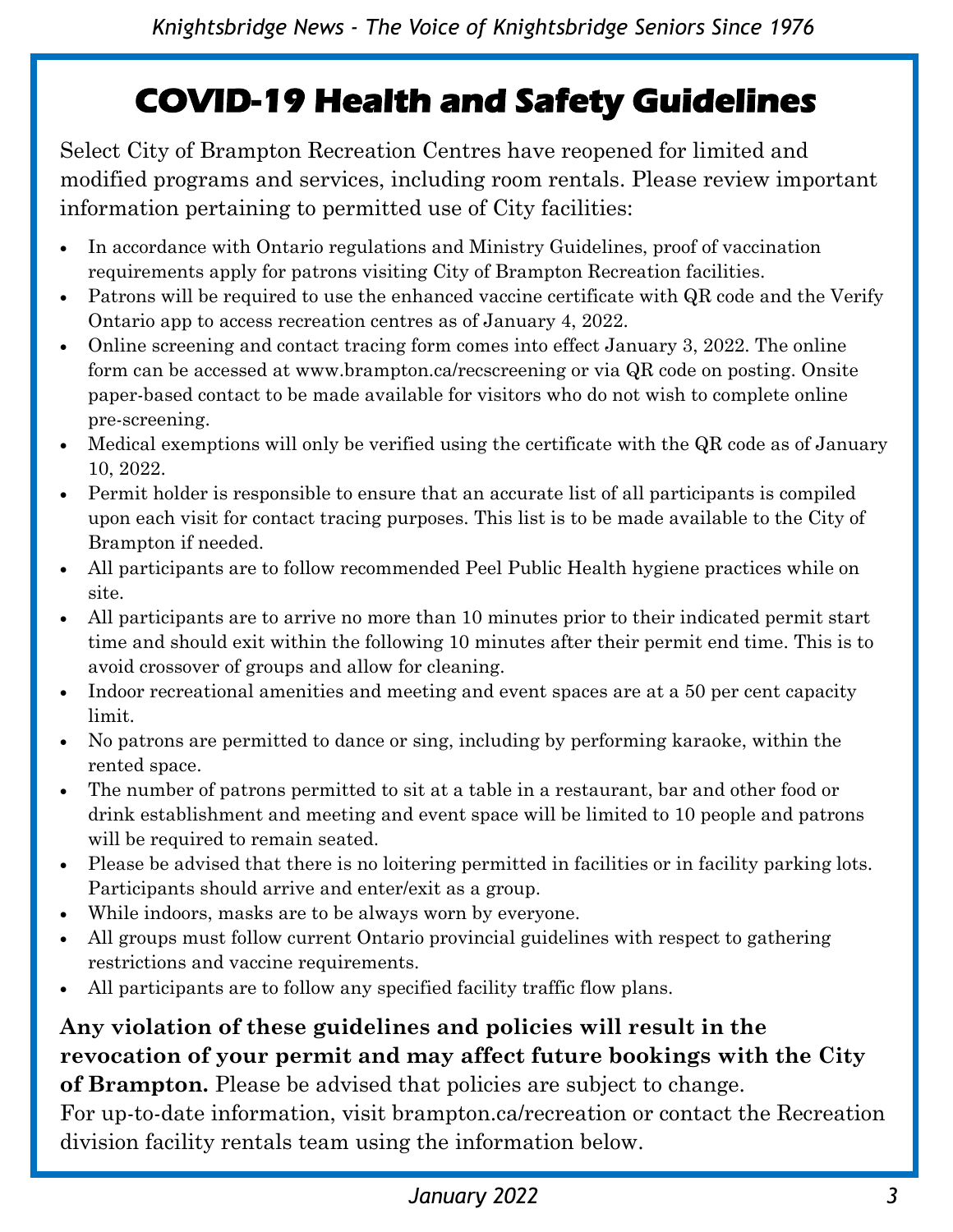# COVID-19 Health and Safety Guidelines

Select City of Brampton Recreation Centres have reopened for limited and modified programs and services, including room rentals. Please review important information pertaining to permitted use of City facilities:

- In accordance with Ontario regulations and Ministry Guidelines, proof of vaccination requirements apply for patrons visiting City of Brampton Recreation facilities.
- Patrons will be required to use the enhanced vaccine certificate with QR code and the Verify Ontario app to access recreation centres as of January 4, 2022.
- Online screening and contact tracing form comes into effect January 3, 2022. The online form can be accessed at www.brampton.ca/recscreening or via QR code on posting. Onsite paper-based contact to be made available for visitors who do not wish to complete online pre-screening.
- Medical exemptions will only be verified using the certificate with the QR code as of January 10, 2022.
- Permit holder is responsible to ensure that an accurate list of all participants is compiled upon each visit for contact tracing purposes. This list is to be made available to the City of Brampton if needed.
- All participants are to follow recommended Peel Public Health hygiene practices while on site.
- All participants are to arrive no more than 10 minutes prior to their indicated permit start time and should exit within the following 10 minutes after their permit end time. This is to avoid crossover of groups and allow for cleaning.
- Indoor recreational amenities and meeting and event spaces are at a 50 per cent capacity limit.
- No patrons are permitted to dance or sing, including by performing karaoke, within the rented space.
- The number of patrons permitted to sit at a table in a restaurant, bar and other food or drink establishment and meeting and event space will be limited to 10 people and patrons will be required to remain seated.
- Please be advised that there is no loitering permitted in facilities or in facility parking lots. Participants should arrive and enter/exit as a group.
- While indoors, masks are to be always worn by everyone.
- All groups must follow current Ontario provincial guidelines with respect to gathering restrictions and vaccine requirements.
- All participants are to follow any specified facility traffic flow plans.

**Any violation of these guidelines and policies will result in the revocation of your permit and may affect future bookings with the City of Brampton.** Please be advised that policies are subject to change.
For up-to-date information, visit brampton.ca/recreation or contact the Recreation division facility rentals team using the information below.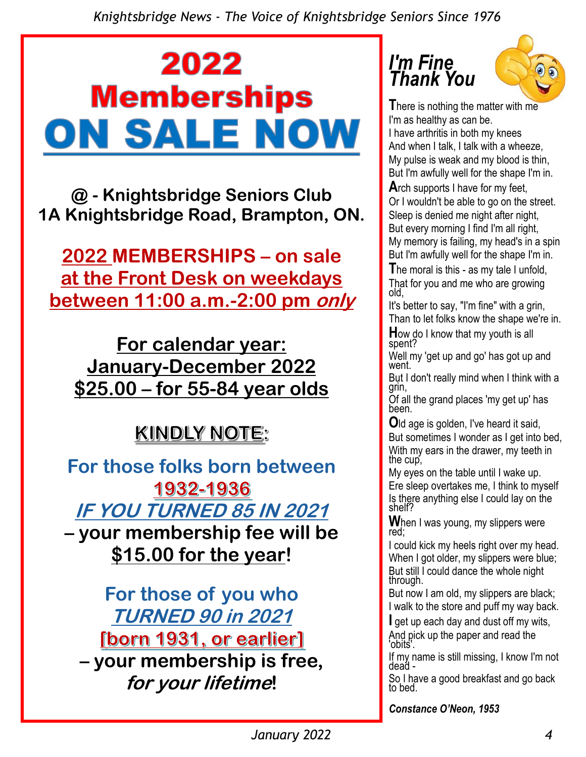# 2022 Memberships ON SALE NOW

**@ - Knightsbridge Seniors Club**
**1A Knightsbridge Road, Brampton, ON.**

**2022 MEMBERSHIPS – on sale at the Front Desk on weekdays between 11:00 a.m.-2:00 pm *only***

**For calendar year:**
**January-December 2022**
**$25.00 – for 55-84 year olds**

**KINDLY NOTE:**

**For those folks born between 1932-1936**
***IF YOU TURNED 85 IN 2021***
**– your membership fee will be $15.00 for the year!**

**For those of you who *TURNED 90 in 2021***
**[born 1931, or earlier]**
**– your membership is free, *for your lifetime*!**

## *I'm Fine Thank You*

There is nothing the matter with me
I'm as healthy as can be.
I have arthritis in both my knees
And when I talk, I talk with a wheeze,
My pulse is weak and my blood is thin,
But I'm awfully well for the shape I'm in.

Arch supports I have for my feet,
Or I wouldn't be able to go on the street.
Sleep is denied me night after night,
But every morning I find I'm all right,
My memory is failing, my head's in a spin
But I'm awfully well for the shape I'm in.

The moral is this - as my tale I unfold,
That for you and me who are growing old,
It's better to say, "I'm fine" with a grin,
Than to let folks know the shape we're in.

How do I know that my youth is all spent?
Well my 'get up and go' has got up and went.
But I don't really mind when I think with a grin,
Of all the grand places 'my get up' has been.

Old age is golden, I've heard it said,
But sometimes I wonder as I get into bed,
With my ears in the drawer, my teeth in the cup,
My eyes on the table until I wake up.
Ere sleep overtakes me, I think to myself
Is there anything else I could lay on the shelf?

When I was young, my slippers were red;
I could kick my heels right over my head.
When I got older, my slippers were blue;
But still I could dance the whole night through.
But now I am old, my slippers are black;
I walk to the store and puff my way back.

I get up each day and dust off my wits,
And pick up the paper and read the 'obits'.
If my name is still missing, I know I'm not dead -
So I have a good breakfast and go back to bed.

***Constance O'Neon, 1953***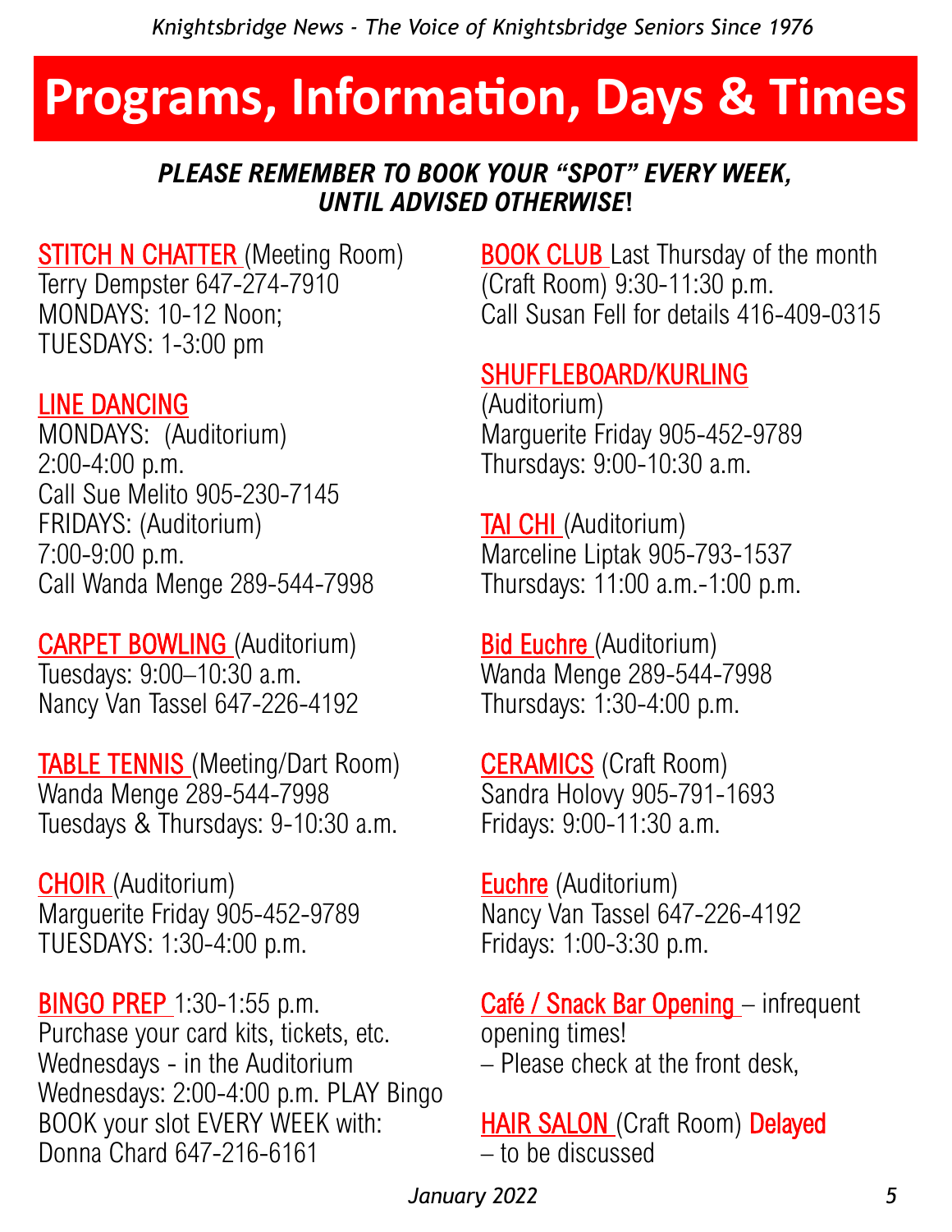# Programs, Information, Days & Times

***PLEASE REMEMBER TO BOOK YOUR "SPOT" EVERY WEEK, UNTIL ADVISED OTHERWISE!***

**STITCH N CHATTER** (Meeting Room)
Terry Dempster 647-274-7910
MONDAYS: 10-12 Noon;
TUESDAYS: 1-3:00 pm

**LINE DANCING**
MONDAYS: (Auditorium)
2:00-4:00 p.m.
Call Sue Melito 905-230-7145
FRIDAYS: (Auditorium)
7:00-9:00 p.m.
Call Wanda Menge 289-544-7998

**CARPET BOWLING** (Auditorium)
Tuesdays: 9:00–10:30 a.m.
Nancy Van Tassel 647-226-4192

**TABLE TENNIS** (Meeting/Dart Room)
Wanda Menge 289-544-7998
Tuesdays & Thursdays: 9-10:30 a.m.

**CHOIR** (Auditorium)
Marguerite Friday 905-452-9789
TUESDAYS: 1:30-4:00 p.m.

**BINGO PREP** 1:30-1:55 p.m.
Purchase your card kits, tickets, etc.
Wednesdays - in the Auditorium
Wednesdays: 2:00-4:00 p.m. PLAY Bingo
BOOK your slot EVERY WEEK with:
Donna Chard 647-216-6161

**BOOK CLUB** Last Thursday of the month
(Craft Room) 9:30-11:30 p.m.
Call Susan Fell for details 416-409-0315

**SHUFFLEBOARD/KURLING**
(Auditorium)
Marguerite Friday 905-452-9789
Thursdays: 9:00-10:30 a.m.

**TAI CHI** (Auditorium)
Marceline Liptak 905-793-1537
Thursdays: 11:00 a.m.-1:00 p.m.

**Bid Euchre** (Auditorium)
Wanda Menge 289-544-7998
Thursdays: 1:30-4:00 p.m.

**CERAMICS** (Craft Room)
Sandra Holovy 905-791-1693
Fridays: 9:00-11:30 a.m.

**Euchre** (Auditorium)
Nancy Van Tassel 647-226-4192
Fridays: 1:00-3:30 p.m.

**Café / Snack Bar Opening** – infrequent opening times!
– Please check at the front desk,

**HAIR SALON** (Craft Room) **Delayed**
– to be discussed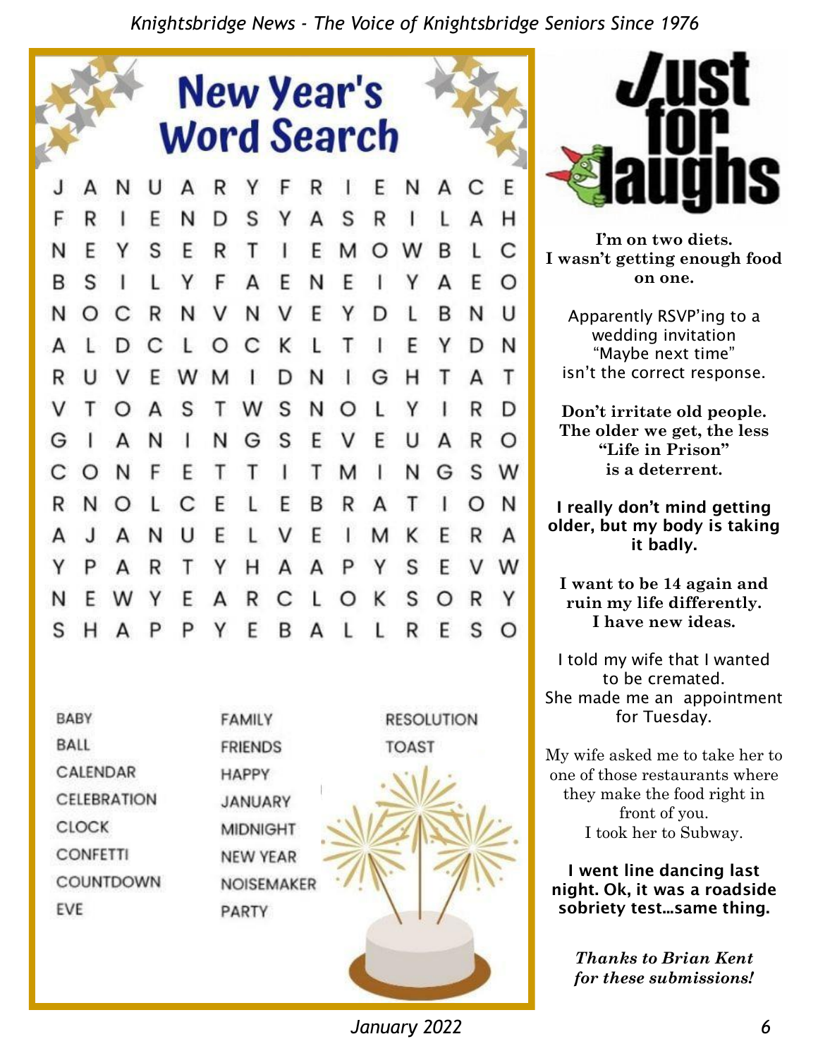# New Year's Word Search

| | | | | | | | | | | | | | | |
|---|---|---|---|---|---|---|---|---|---|---|---|---|---|---|
| J | A | N | U | A | R | Y | F | R | I | E | N | A | C | E |
| F | R | I | E | N | D | S | Y | A | S | R | I | L | A | H |
| N | E | Y | S | E | R | T | I | E | M | O | W | B | L | C |
| B | S | I | L | Y | F | A | E | N | E | I | Y | A | E | O |
| N | O | C | R | N | V | N | V | E | Y | D | L | B | N | U |
| A | L | D | C | L | O | C | K | L | T | I | E | Y | D | N |
| R | U | V | E | W | M | I | D | N | I | G | H | T | A | T |
| V | T | O | A | S | T | W | S | N | O | L | Y | I | R | D |
| G | I | A | N | I | N | G | S | E | V | E | U | A | R | O |
| C | O | N | F | E | T | T | I | T | M | I | N | G | S | W |
| R | N | O | L | C | E | L | E | B | R | A | T | I | O | N |
| A | J | A | N | U | E | L | V | E | I | M | K | E | R | A |
| Y | P | A | R | T | Y | H | A | A | P | Y | S | E | V | W |
| N | E | W | Y | E | A | R | C | L | O | K | S | O | R | Y |
| S | H | A | P | P | Y | E | B | A | L | L | R | E | S | O |

BABY
BALL
CALENDAR
CELEBRATION
CLOCK
CONFETTI
COUNTDOWN
EVE
FAMILY
FRIENDS
HAPPY
JANUARY
MIDNIGHT
NEW YEAR
NOISEMAKER
PARTY
RESOLUTION
TOAST

# Just for laughs

**I'm on two diets. I wasn't getting enough food on one.**

Apparently RSVP'ing to a wedding invitation "Maybe next time" isn't the correct response.

**Don't irritate old people. The older we get, the less "Life in Prison" is a deterrent.**

**I really don't mind getting older, but my body is taking it badly.**

**I want to be 14 again and ruin my life differently. I have new ideas.**

I told my wife that I wanted to be cremated. She made me an appointment for Tuesday.

My wife asked me to take her to one of those restaurants where they make the food right in front of you. I took her to Subway.

**I went line dancing last night. Ok, it was a roadside sobriety test…same thing.**

***Thanks to Brian Kent for these submissions!***